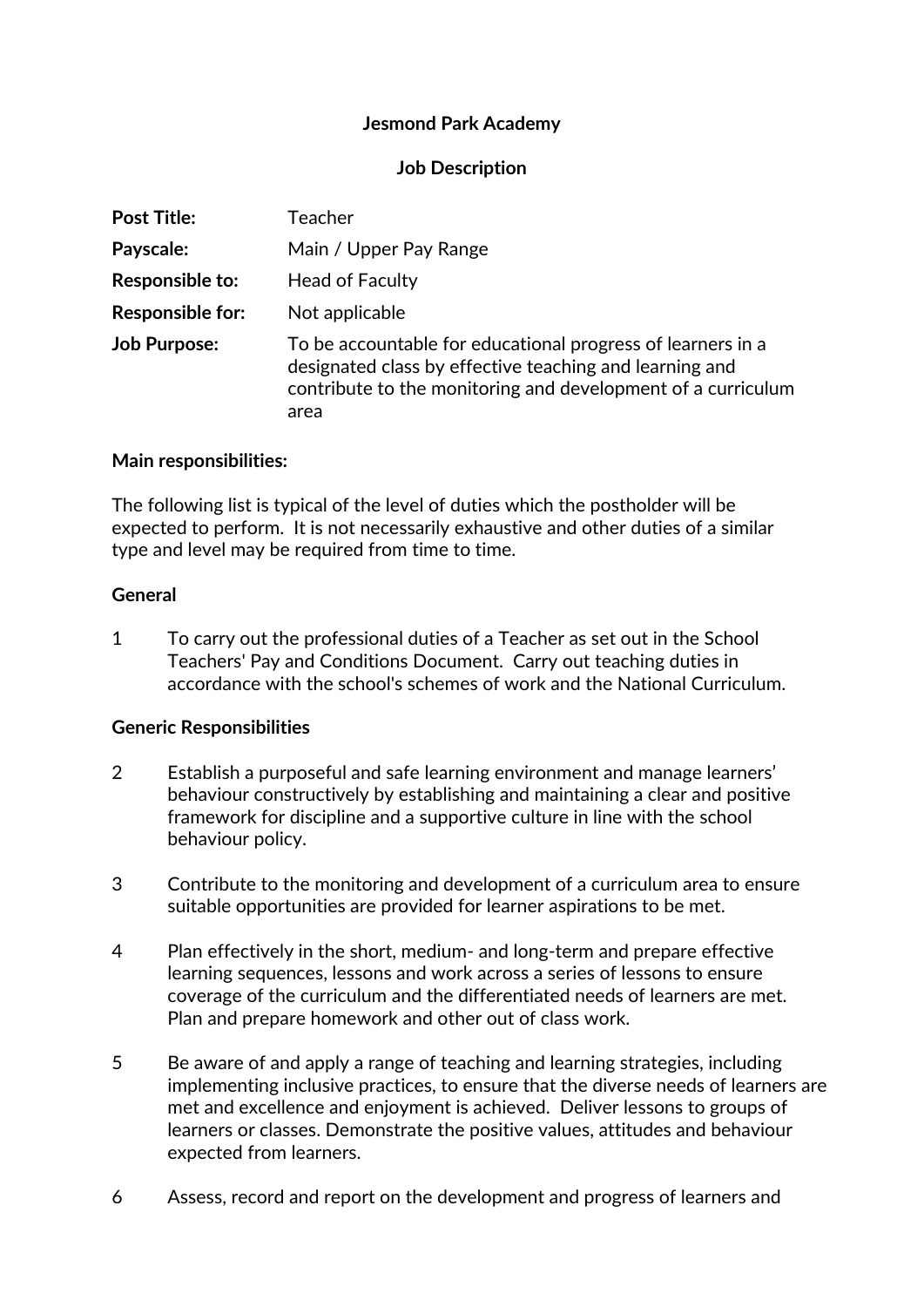**Jesmond Park Academy**

**Job Description**

| | |
|---|---|
| **Post Title:** | Teacher |
| **Payscale:** | Main / Upper Pay Range |
| **Responsible to:** | Head of Faculty |
| **Responsible for:** | Not applicable |
| **Job Purpose:** | To be accountable for educational progress of learners in a designated class by effective teaching and learning and contribute to the monitoring and development of a curriculum area |

**Main responsibilities:**

The following list is typical of the level of duties which the postholder will be expected to perform. It is not necessarily exhaustive and other duties of a similar type and level may be required from time to time.

**General**

1 To carry out the professional duties of a Teacher as set out in the School Teachers' Pay and Conditions Document. Carry out teaching duties in accordance with the school's schemes of work and the National Curriculum.

**Generic Responsibilities**

2 Establish a purposeful and safe learning environment and manage learners' behaviour constructively by establishing and maintaining a clear and positive framework for discipline and a supportive culture in line with the school behaviour policy.

3 Contribute to the monitoring and development of a curriculum area to ensure suitable opportunities are provided for learner aspirations to be met.

4 Plan effectively in the short, medium- and long-term and prepare effective learning sequences, lessons and work across a series of lessons to ensure coverage of the curriculum and the differentiated needs of learners are met. Plan and prepare homework and other out of class work.

5 Be aware of and apply a range of teaching and learning strategies, including implementing inclusive practices, to ensure that the diverse needs of learners are met and excellence and enjoyment is achieved. Deliver lessons to groups of learners or classes. Demonstrate the positive values, attitudes and behaviour expected from learners.

6 Assess, record and report on the development and progress of learners and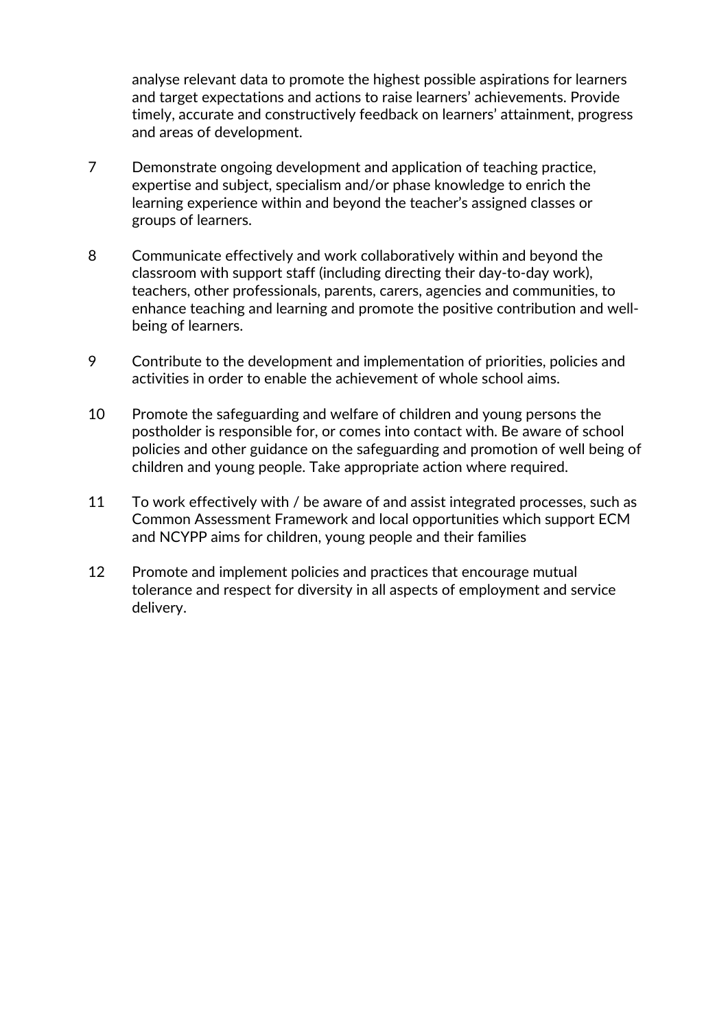analyse relevant data to promote the highest possible aspirations for learners and target expectations and actions to raise learners' achievements. Provide timely, accurate and constructively feedback on learners' attainment, progress and areas of development.

7. Demonstrate ongoing development and application of teaching practice, expertise and subject, specialism and/or phase knowledge to enrich the learning experience within and beyond the teacher's assigned classes or groups of learners.

8. Communicate effectively and work collaboratively within and beyond the classroom with support staff (including directing their day-to-day work), teachers, other professionals, parents, carers, agencies and communities, to enhance teaching and learning and promote the positive contribution and well-being of learners.

9. Contribute to the development and implementation of priorities, policies and activities in order to enable the achievement of whole school aims.

10. Promote the safeguarding and welfare of children and young persons the postholder is responsible for, or comes into contact with. Be aware of school policies and other guidance on the safeguarding and promotion of well being of children and young people. Take appropriate action where required.

11. To work effectively with / be aware of and assist integrated processes, such as Common Assessment Framework and local opportunities which support ECM and NCYPP aims for children, young people and their families

12. Promote and implement policies and practices that encourage mutual tolerance and respect for diversity in all aspects of employment and service delivery.